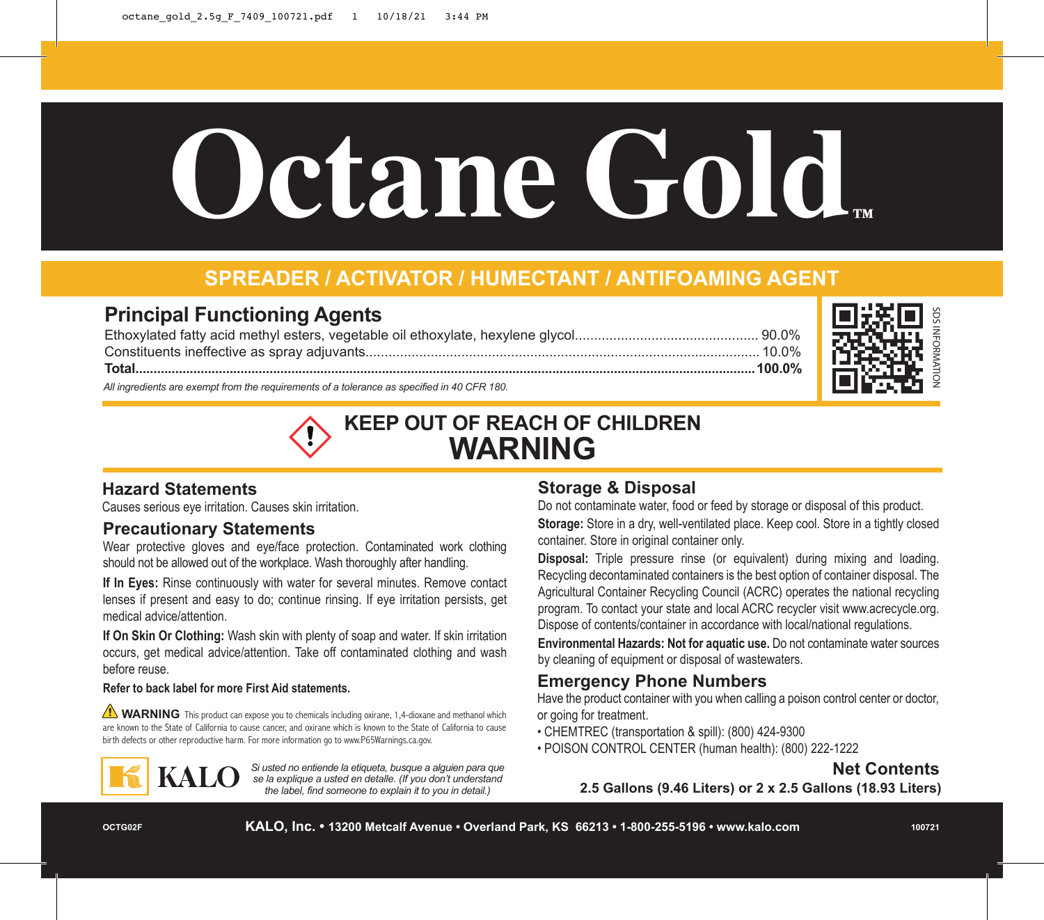# Octane Gold™

## SPREADER / ACTIVATOR / HUMECTANT / ANTIFOAMING AGENT

### Principal Functioning Agents

| | |
|---|---|
| Ethoxylated fatty acid methyl esters, vegetable oil ethoxylate, hexylene glycol | 90.0% |
| Constituents ineffective as spray adjuvants | 10.0% |
| **Total** | **100.0%** |

*All ingredients are exempt from the requirements of a tolerance as specified in 40 CFR 180.*

SDS INFORMATION

## KEEP OUT OF REACH OF CHILDREN
## WARNING

### Hazard Statements

Causes serious eye irritation. Causes skin irritation.

### Precautionary Statements

Wear protective gloves and eye/face protection. Contaminated work clothing should not be allowed out of the workplace. Wash thoroughly after handling.

**If In Eyes:** Rinse continuously with water for several minutes. Remove contact lenses if present and easy to do; continue rinsing. If eye irritation persists, get medical advice/attention.

**If On Skin Or Clothing:** Wash skin with plenty of soap and water. If skin irritation occurs, get medical advice/attention. Take off contaminated clothing and wash before reuse.

**Refer to back label for more First Aid statements.**

**WARNING** This product can expose you to chemicals including oxirane, 1,4-dioxane and methanol which are known to the State of California to cause cancer, and oxirane which is known to the State of California to cause birth defects or other reproductive harm. For more information go to www.P65Warnings.ca.gov.

KALO

*Si usted no entiende la etiqueta, busque a alguien para que se la explique a usted en detalle. (If you don't understand the label, find someone to explain it to you in detail.)*

### Storage & Disposal

Do not contaminate water, food or feed by storage or disposal of this product.

**Storage:** Store in a dry, well-ventilated place. Keep cool. Store in a tightly closed container. Store in original container only.

**Disposal:** Triple pressure rinse (or equivalent) during mixing and loading. Recycling decontaminated containers is the best option of container disposal. The Agricultural Container Recycling Council (ACRC) operates the national recycling program. To contact your state and local ACRC recycler visit www.acrecycle.org. Dispose of contents/container in accordance with local/national regulations.

**Environmental Hazards: Not for aquatic use.** Do not contaminate water sources by cleaning of equipment or disposal of wastewaters.

### Emergency Phone Numbers

Have the product container with you when calling a poison control center or doctor, or going for treatment.

- CHEMTREC (transportation & spill): (800) 424-9300
- POISON CONTROL CENTER (human health): (800) 222-1222

**Net Contents**

**2.5 Gallons (9.46 Liters) or 2 x 2.5 Gallons (18.93 Liters)**

OCTG02F **KALO, Inc. • 13200 Metcalf Avenue • Overland Park, KS 66213 • 1-800-255-5196 • www.kalo.com** 100721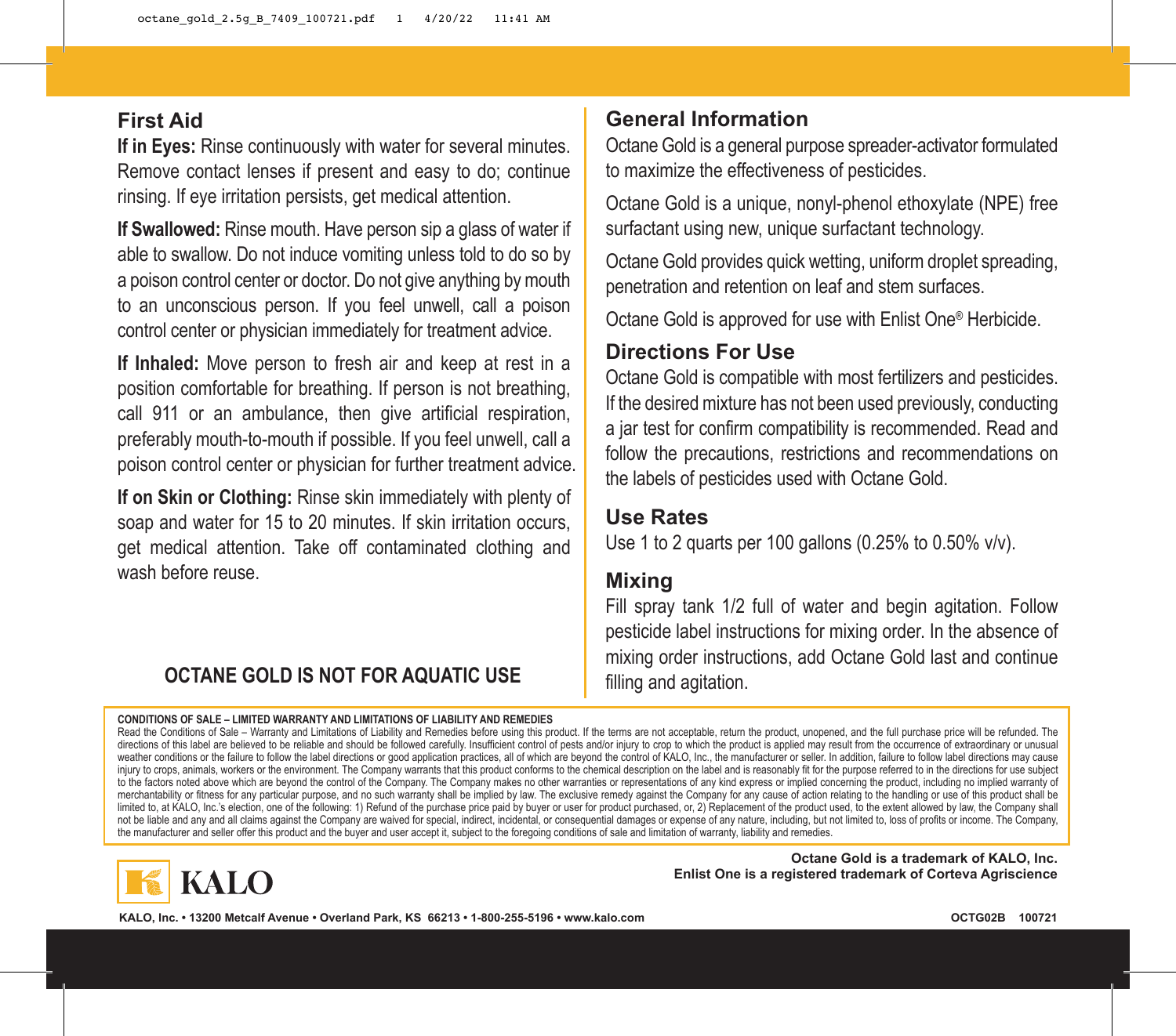## First Aid

**If in Eyes:** Rinse continuously with water for several minutes. Remove contact lenses if present and easy to do; continue rinsing. If eye irritation persists, get medical attention.

**If Swallowed:** Rinse mouth. Have person sip a glass of water if able to swallow. Do not induce vomiting unless told to do so by a poison control center or doctor. Do not give anything by mouth to an unconscious person. If you feel unwell, call a poison control center or physician immediately for treatment advice.

**If Inhaled:** Move person to fresh air and keep at rest in a position comfortable for breathing. If person is not breathing, call 911 or an ambulance, then give artificial respiration, preferably mouth-to-mouth if possible. If you feel unwell, call a poison control center or physician for further treatment advice.

**If on Skin or Clothing:** Rinse skin immediately with plenty of soap and water for 15 to 20 minutes. If skin irritation occurs, get medical attention. Take off contaminated clothing and wash before reuse.

**OCTANE GOLD IS NOT FOR AQUATIC USE**

## General Information

Octane Gold is a general purpose spreader-activator formulated to maximize the effectiveness of pesticides.

Octane Gold is a unique, nonyl-phenol ethoxylate (NPE) free surfactant using new, unique surfactant technology.

Octane Gold provides quick wetting, uniform droplet spreading, penetration and retention on leaf and stem surfaces.

Octane Gold is approved for use with Enlist One® Herbicide.

## Directions For Use

Octane Gold is compatible with most fertilizers and pesticides. If the desired mixture has not been used previously, conducting a jar test for confirm compatibility is recommended. Read and follow the precautions, restrictions and recommendations on the labels of pesticides used with Octane Gold.

## Use Rates

Use 1 to 2 quarts per 100 gallons (0.25% to 0.50% v/v).

## Mixing

Fill spray tank 1/2 full of water and begin agitation. Follow pesticide label instructions for mixing order. In the absence of mixing order instructions, add Octane Gold last and continue filling and agitation.

**CONDITIONS OF SALE – LIMITED WARRANTY AND LIMITATIONS OF LIABILITY AND REMEDIES**

Read the Conditions of Sale – Warranty and Limitations of Liability and Remedies before using this product. If the terms are not acceptable, return the product, unopened, and the full purchase price will be refunded. The directions of this label are believed to be reliable and should be followed carefully. Insufficient control of pests and/or injury to crop to which the product is applied may result from the occurrence of extraordinary or unusual weather conditions or the failure to follow the label directions or good application practices, all of which are beyond the control of KALO, Inc., the manufacturer or seller. In addition, failure to follow label directions may cause injury to crops, animals, workers or the environment. The Company warrants that this product conforms to the chemical description on the label and is reasonably fit for the purpose referred to in the directions for use subject to the factors noted above which are beyond the control of the Company. The Company makes no other warranties or representations of any kind express or implied concerning the product, including no implied warranty of merchantability or fitness for any particular purpose, and no such warranty shall be implied by law. The exclusive remedy against the Company for any cause of action relating to the handling or use of this product shall be limited to, at KALO, Inc.'s election, one of the following: 1) Refund of the purchase price paid by buyer or user for product purchased, or, 2) Replacement of the product used, to the extent allowed by law, the Company shall not be liable and any and all claims against the Company are waived for special, indirect, incidental, or consequential damages or expense of any nature, including, but not limited to, loss of profits or income. The Company, the manufacturer and seller offer this product and the buyer and user accept it, subject to the foregoing conditions of sale and limitation of warranty, liability and remedies.

KALO

**Octane Gold is a trademark of KALO, Inc.**
**Enlist One is a registered trademark of Corteva Agriscience**

**KALO, Inc. • 13200 Metcalf Avenue • Overland Park, KS 66213 • 1-800-255-5196 • www.kalo.com**

**OCTG02B 100721**